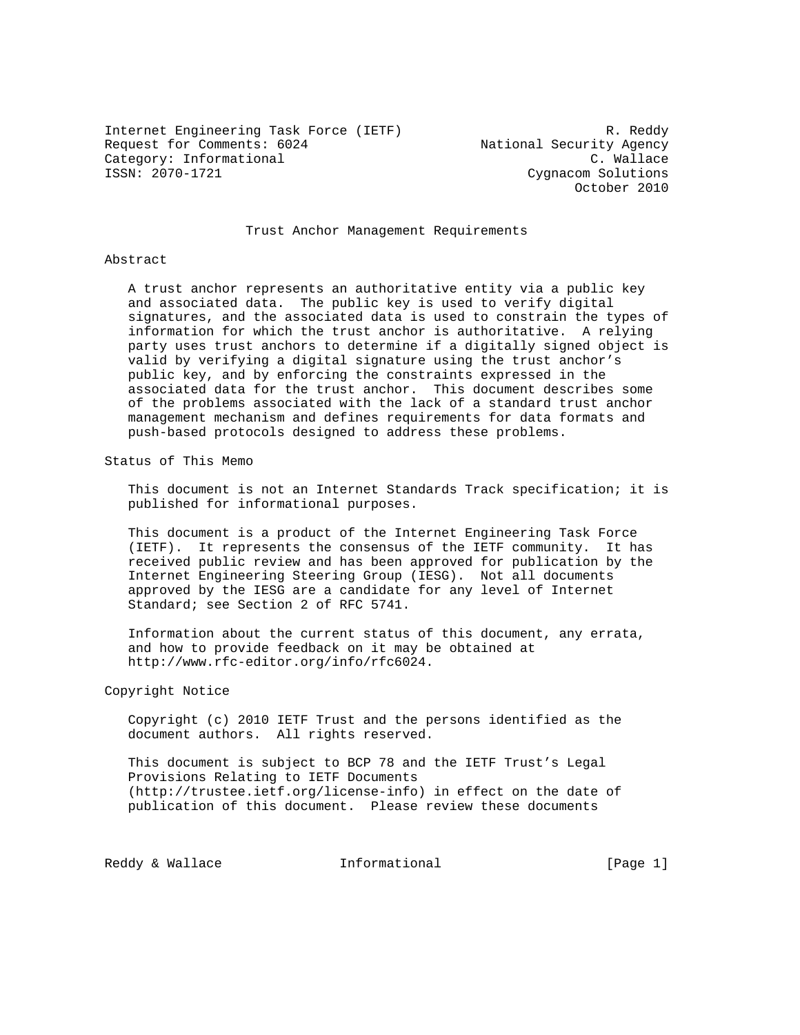Internet Engineering Task Force (IETF) R. Reddy
Request for Comments: 6024 National Security Agency
Category: Informational C. Wallace
ISSN: 2070-1721 Cygnacom Solutions
October 2010

# Trust Anchor Management Requirements

## Abstract

A trust anchor represents an authoritative entity via a public key and associated data. The public key is used to verify digital signatures, and the associated data is used to constrain the types of information for which the trust anchor is authoritative. A relying party uses trust anchors to determine if a digitally signed object is valid by verifying a digital signature using the trust anchor's public key, and by enforcing the constraints expressed in the associated data for the trust anchor. This document describes some of the problems associated with the lack of a standard trust anchor management mechanism and defines requirements for data formats and push-based protocols designed to address these problems.

## Status of This Memo

This document is not an Internet Standards Track specification; it is published for informational purposes.

This document is a product of the Internet Engineering Task Force (IETF). It represents the consensus of the IETF community. It has received public review and has been approved for publication by the Internet Engineering Steering Group (IESG). Not all documents approved by the IESG are a candidate for any level of Internet Standard; see Section 2 of RFC 5741.

Information about the current status of this document, any errata, and how to provide feedback on it may be obtained at http://www.rfc-editor.org/info/rfc6024.

## Copyright Notice

Copyright (c) 2010 IETF Trust and the persons identified as the document authors. All rights reserved.

This document is subject to BCP 78 and the IETF Trust's Legal Provisions Relating to IETF Documents (http://trustee.ietf.org/license-info) in effect on the date of publication of this document. Please review these documents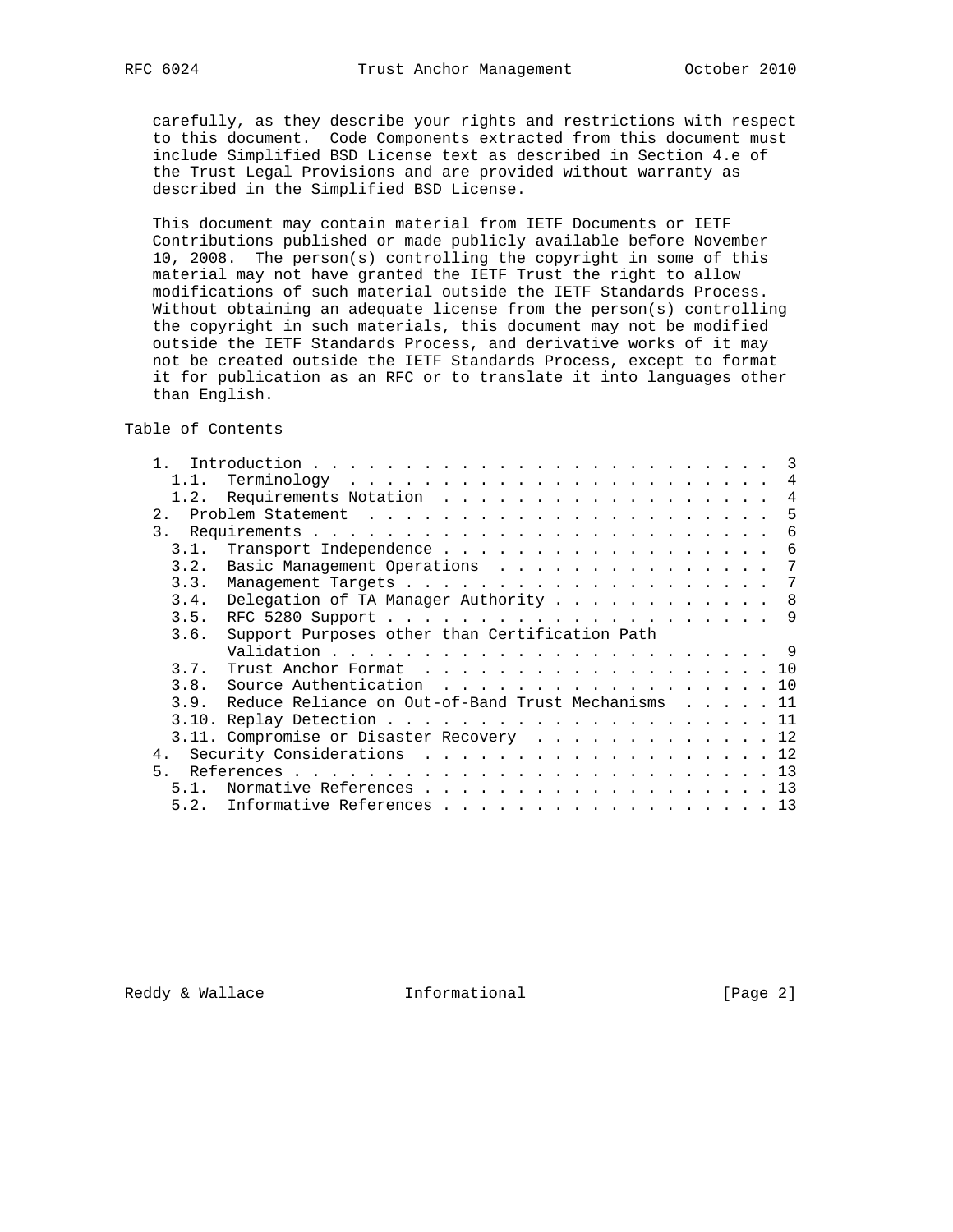carefully, as they describe your rights and restrictions with respect to this document. Code Components extracted from this document must include Simplified BSD License text as described in Section 4.e of the Trust Legal Provisions and are provided without warranty as described in the Simplified BSD License.

This document may contain material from IETF Documents or IETF Contributions published or made publicly available before November 10, 2008. The person(s) controlling the copyright in some of this material may not have granted the IETF Trust the right to allow modifications of such material outside the IETF Standards Process. Without obtaining an adequate license from the person(s) controlling the copyright in such materials, this document may not be modified outside the IETF Standards Process, and derivative works of it may not be created outside the IETF Standards Process, except to format it for publication as an RFC or to translate it into languages other than English.

Table of Contents

```
   1.  Introduction . . . . . . . . . . . . . . . . . . . . . . . . .  3
     1.1.  Terminology  . . . . . . . . . . . . . . . . . . . . . . .  4
     1.2.  Requirements Notation  . . . . . . . . . . . . . . . . . .  4
   2.  Problem Statement  . . . . . . . . . . . . . . . . . . . . . .  5
   3.  Requirements . . . . . . . . . . . . . . . . . . . . . . . . .  6
     3.1.  Transport Independence . . . . . . . . . . . . . . . . . .  6
     3.2.  Basic Management Operations  . . . . . . . . . . . . . . .  7
     3.3.  Management Targets . . . . . . . . . . . . . . . . . . . .  7
     3.4.  Delegation of TA Manager Authority . . . . . . . . . . . .  8
     3.5.  RFC 5280 Support . . . . . . . . . . . . . . . . . . . . .  9
     3.6.  Support Purposes other than Certification Path
           Validation . . . . . . . . . . . . . . . . . . . . . . . .  9
     3.7.  Trust Anchor Format  . . . . . . . . . . . . . . . . . . . 10
     3.8.  Source Authentication  . . . . . . . . . . . . . . . . . . 10
     3.9.  Reduce Reliance on Out-of-Band Trust Mechanisms  . . . . . 11
     3.10. Replay Detection . . . . . . . . . . . . . . . . . . . . . 11
     3.11. Compromise or Disaster Recovery  . . . . . . . . . . . . . 12
   4.  Security Considerations  . . . . . . . . . . . . . . . . . . . 12
   5.  References . . . . . . . . . . . . . . . . . . . . . . . . . . 13
     5.1.  Normative References . . . . . . . . . . . . . . . . . . . 13
     5.2.  Informative References . . . . . . . . . . . . . . . . . . 13
```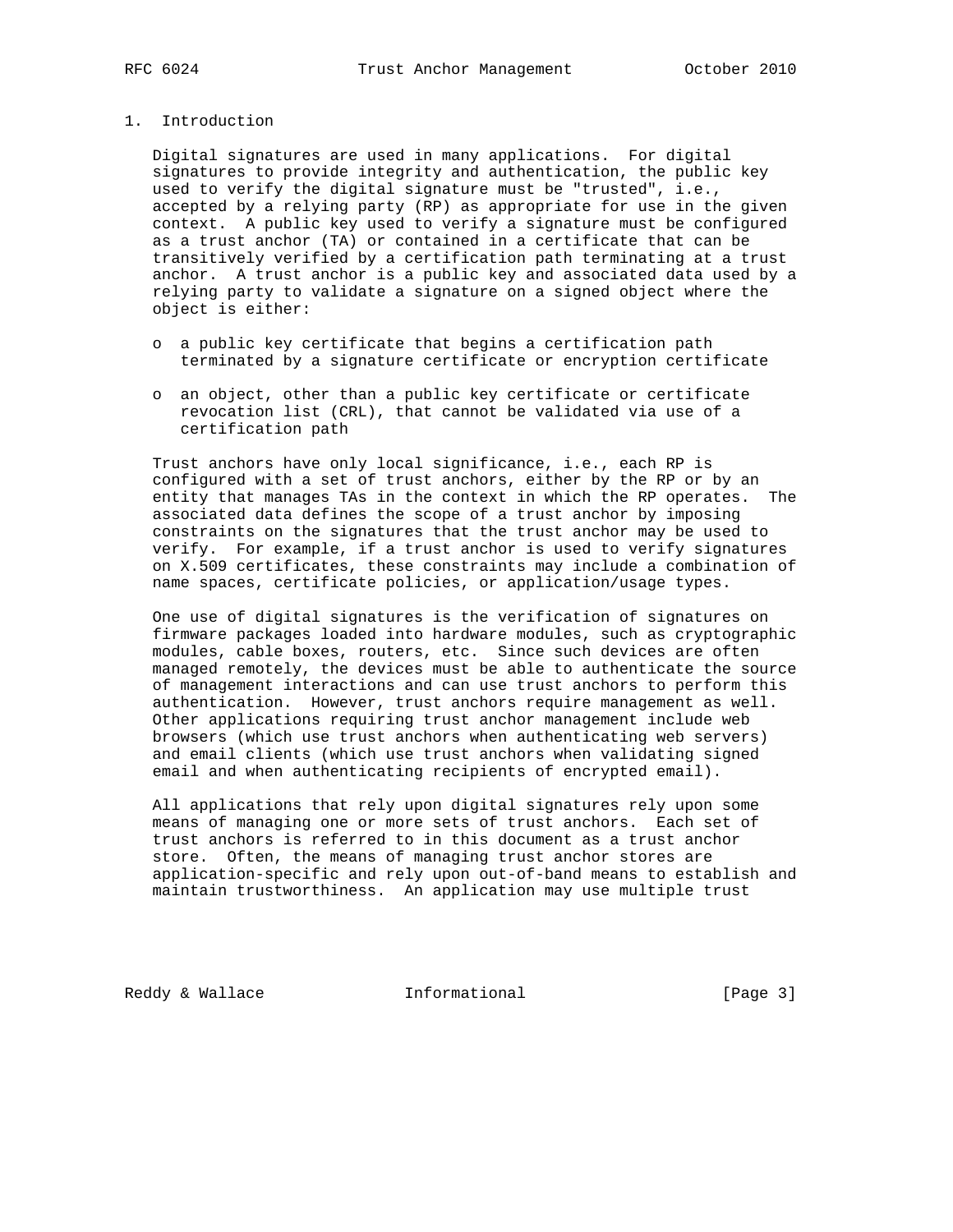# 1. Introduction

Digital signatures are used in many applications. For digital signatures to provide integrity and authentication, the public key used to verify the digital signature must be "trusted", i.e., accepted by a relying party (RP) as appropriate for use in the given context. A public key used to verify a signature must be configured as a trust anchor (TA) or contained in a certificate that can be transitively verified by a certification path terminating at a trust anchor. A trust anchor is a public key and associated data used by a relying party to validate a signature on a signed object where the object is either:

- a public key certificate that begins a certification path terminated by a signature certificate or encryption certificate
- an object, other than a public key certificate or certificate revocation list (CRL), that cannot be validated via use of a certification path

Trust anchors have only local significance, i.e., each RP is configured with a set of trust anchors, either by the RP or by an entity that manages TAs in the context in which the RP operates. The associated data defines the scope of a trust anchor by imposing constraints on the signatures that the trust anchor may be used to verify. For example, if a trust anchor is used to verify signatures on X.509 certificates, these constraints may include a combination of name spaces, certificate policies, or application/usage types.

One use of digital signatures is the verification of signatures on firmware packages loaded into hardware modules, such as cryptographic modules, cable boxes, routers, etc. Since such devices are often managed remotely, the devices must be able to authenticate the source of management interactions and can use trust anchors to perform this authentication. However, trust anchors require management as well. Other applications requiring trust anchor management include web browsers (which use trust anchors when authenticating web servers) and email clients (which use trust anchors when validating signed email and when authenticating recipients of encrypted email).

All applications that rely upon digital signatures rely upon some means of managing one or more sets of trust anchors. Each set of trust anchors is referred to in this document as a trust anchor store. Often, the means of managing trust anchor stores are application-specific and rely upon out-of-band means to establish and maintain trustworthiness. An application may use multiple trust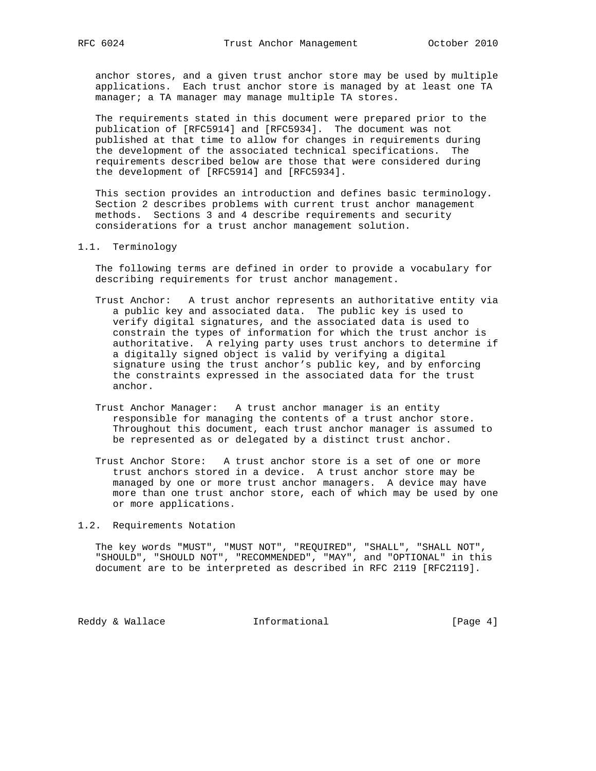anchor stores, and a given trust anchor store may be used by multiple applications. Each trust anchor store is managed by at least one TA manager; a TA manager may manage multiple TA stores.

The requirements stated in this document were prepared prior to the publication of [RFC5914] and [RFC5934]. The document was not published at that time to allow for changes in requirements during the development of the associated technical specifications. The requirements described below are those that were considered during the development of [RFC5914] and [RFC5934].

This section provides an introduction and defines basic terminology. Section 2 describes problems with current trust anchor management methods. Sections 3 and 4 describe requirements and security considerations for a trust anchor management solution.

## 1.1. Terminology

The following terms are defined in order to provide a vocabulary for describing requirements for trust anchor management.

Trust Anchor: A trust anchor represents an authoritative entity via a public key and associated data. The public key is used to verify digital signatures, and the associated data is used to constrain the types of information for which the trust anchor is authoritative. A relying party uses trust anchors to determine if a digitally signed object is valid by verifying a digital signature using the trust anchor's public key, and by enforcing the constraints expressed in the associated data for the trust anchor.

Trust Anchor Manager: A trust anchor manager is an entity responsible for managing the contents of a trust anchor store. Throughout this document, each trust anchor manager is assumed to be represented as or delegated by a distinct trust anchor.

Trust Anchor Store: A trust anchor store is a set of one or more trust anchors stored in a device. A trust anchor store may be managed by one or more trust anchor managers. A device may have more than one trust anchor store, each of which may be used by one or more applications.

## 1.2. Requirements Notation

The key words "MUST", "MUST NOT", "REQUIRED", "SHALL", "SHALL NOT", "SHOULD", "SHOULD NOT", "RECOMMENDED", "MAY", and "OPTIONAL" in this document are to be interpreted as described in RFC 2119 [RFC2119].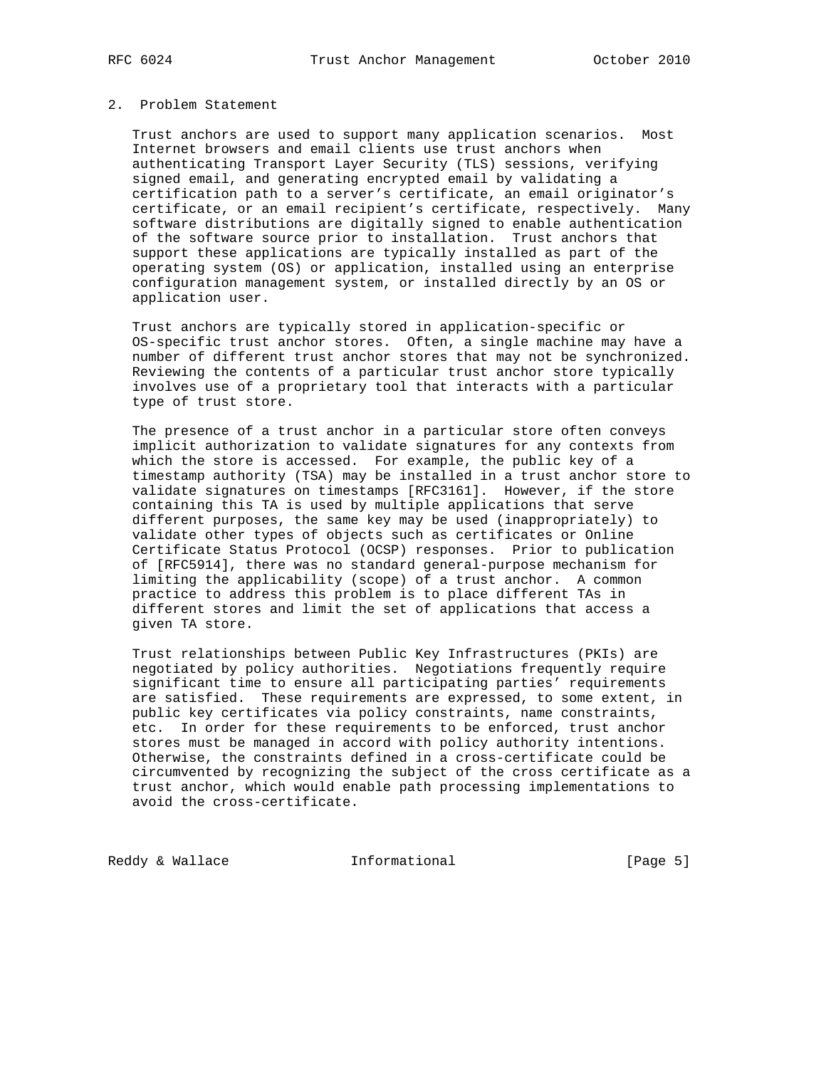## 2. Problem Statement

Trust anchors are used to support many application scenarios. Most Internet browsers and email clients use trust anchors when authenticating Transport Layer Security (TLS) sessions, verifying signed email, and generating encrypted email by validating a certification path to a server's certificate, an email originator's certificate, or an email recipient's certificate, respectively. Many software distributions are digitally signed to enable authentication of the software source prior to installation. Trust anchors that support these applications are typically installed as part of the operating system (OS) or application, installed using an enterprise configuration management system, or installed directly by an OS or application user.

Trust anchors are typically stored in application-specific or OS-specific trust anchor stores. Often, a single machine may have a number of different trust anchor stores that may not be synchronized. Reviewing the contents of a particular trust anchor store typically involves use of a proprietary tool that interacts with a particular type of trust store.

The presence of a trust anchor in a particular store often conveys implicit authorization to validate signatures for any contexts from which the store is accessed. For example, the public key of a timestamp authority (TSA) may be installed in a trust anchor store to validate signatures on timestamps [RFC3161]. However, if the store containing this TA is used by multiple applications that serve different purposes, the same key may be used (inappropriately) to validate other types of objects such as certificates or Online Certificate Status Protocol (OCSP) responses. Prior to publication of [RFC5914], there was no standard general-purpose mechanism for limiting the applicability (scope) of a trust anchor. A common practice to address this problem is to place different TAs in different stores and limit the set of applications that access a given TA store.

Trust relationships between Public Key Infrastructures (PKIs) are negotiated by policy authorities. Negotiations frequently require significant time to ensure all participating parties' requirements are satisfied. These requirements are expressed, to some extent, in public key certificates via policy constraints, name constraints, etc. In order for these requirements to be enforced, trust anchor stores must be managed in accord with policy authority intentions. Otherwise, the constraints defined in a cross-certificate could be circumvented by recognizing the subject of the cross certificate as a trust anchor, which would enable path processing implementations to avoid the cross-certificate.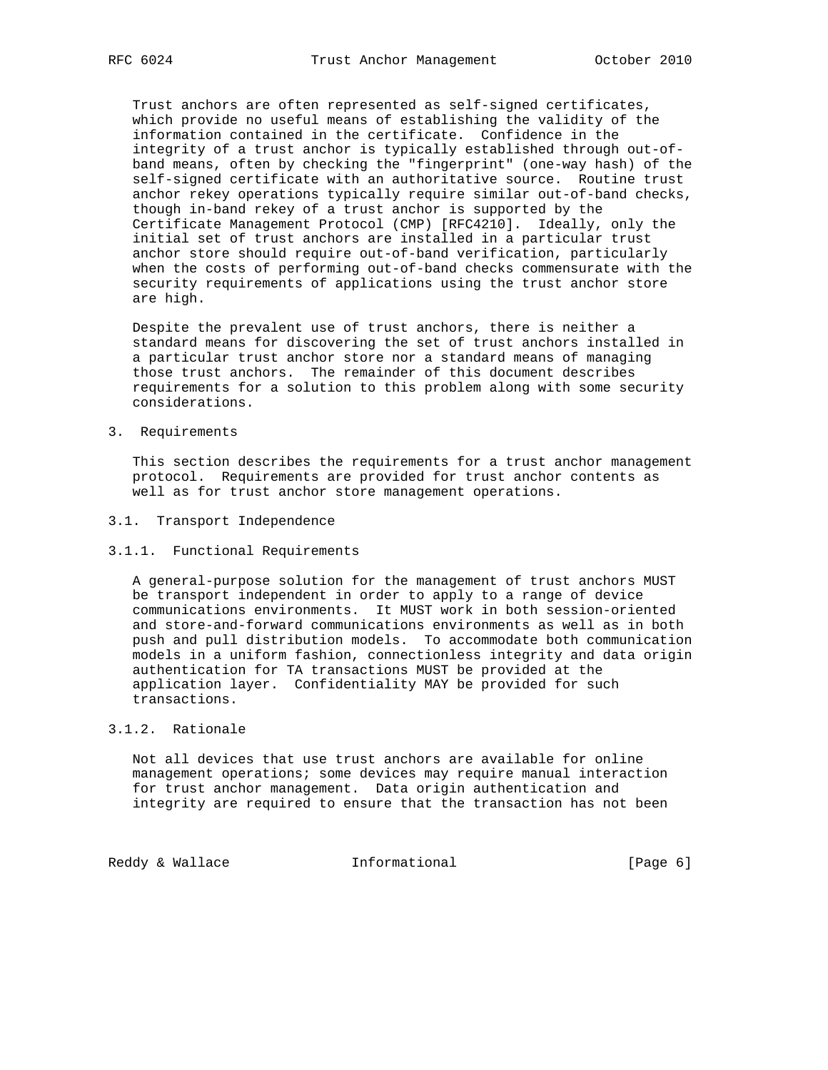Trust anchors are often represented as self-signed certificates, which provide no useful means of establishing the validity of the information contained in the certificate. Confidence in the integrity of a trust anchor is typically established through out-of-band means, often by checking the "fingerprint" (one-way hash) of the self-signed certificate with an authoritative source. Routine trust anchor rekey operations typically require similar out-of-band checks, though in-band rekey of a trust anchor is supported by the Certificate Management Protocol (CMP) [RFC4210]. Ideally, only the initial set of trust anchors are installed in a particular trust anchor store should require out-of-band verification, particularly when the costs of performing out-of-band checks commensurate with the security requirements of applications using the trust anchor store are high.

Despite the prevalent use of trust anchors, there is neither a standard means for discovering the set of trust anchors installed in a particular trust anchor store nor a standard means of managing those trust anchors. The remainder of this document describes requirements for a solution to this problem along with some security considerations.

# 3. Requirements

This section describes the requirements for a trust anchor management protocol. Requirements are provided for trust anchor contents as well as for trust anchor store management operations.

## 3.1. Transport Independence

### 3.1.1. Functional Requirements

A general-purpose solution for the management of trust anchors MUST be transport independent in order to apply to a range of device communications environments. It MUST work in both session-oriented and store-and-forward communications environments as well as in both push and pull distribution models. To accommodate both communication models in a uniform fashion, connectionless integrity and data origin authentication for TA transactions MUST be provided at the application layer. Confidentiality MAY be provided for such transactions.

### 3.1.2. Rationale

Not all devices that use trust anchors are available for online management operations; some devices may require manual interaction for trust anchor management. Data origin authentication and integrity are required to ensure that the transaction has not been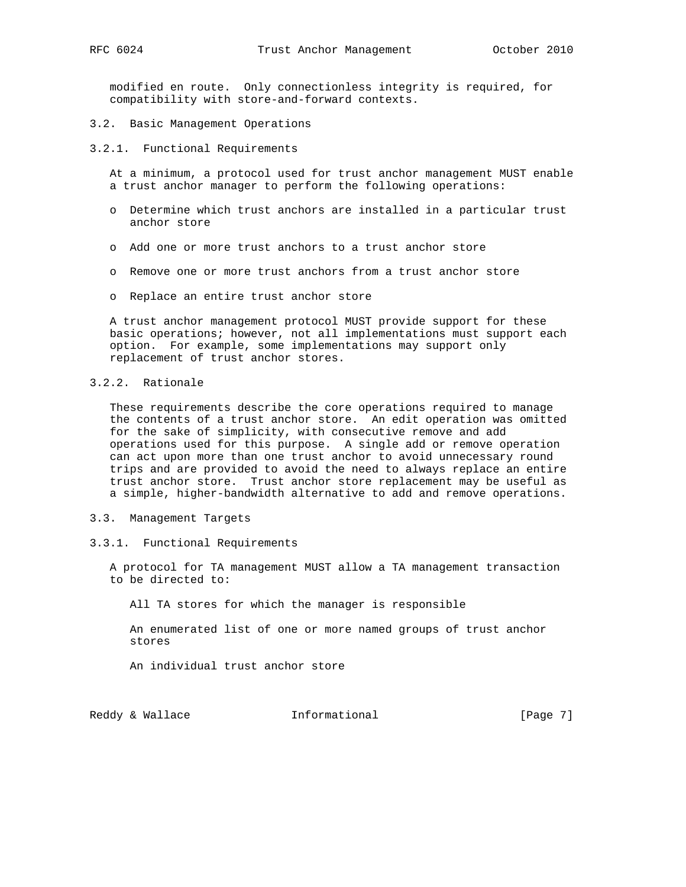modified en route. Only connectionless integrity is required, for compatibility with store-and-forward contexts.

### 3.2. Basic Management Operations

#### 3.2.1. Functional Requirements

At a minimum, a protocol used for trust anchor management MUST enable a trust anchor manager to perform the following operations:

- Determine which trust anchors are installed in a particular trust anchor store
- Add one or more trust anchors to a trust anchor store
- Remove one or more trust anchors from a trust anchor store
- Replace an entire trust anchor store

A trust anchor management protocol MUST provide support for these basic operations; however, not all implementations must support each option. For example, some implementations may support only replacement of trust anchor stores.

#### 3.2.2. Rationale

These requirements describe the core operations required to manage the contents of a trust anchor store. An edit operation was omitted for the sake of simplicity, with consecutive remove and add operations used for this purpose. A single add or remove operation can act upon more than one trust anchor to avoid unnecessary round trips and are provided to avoid the need to always replace an entire trust anchor store. Trust anchor store replacement may be useful as a simple, higher-bandwidth alternative to add and remove operations.

### 3.3. Management Targets

#### 3.3.1. Functional Requirements

A protocol for TA management MUST allow a TA management transaction to be directed to:

All TA stores for which the manager is responsible

An enumerated list of one or more named groups of trust anchor stores

An individual trust anchor store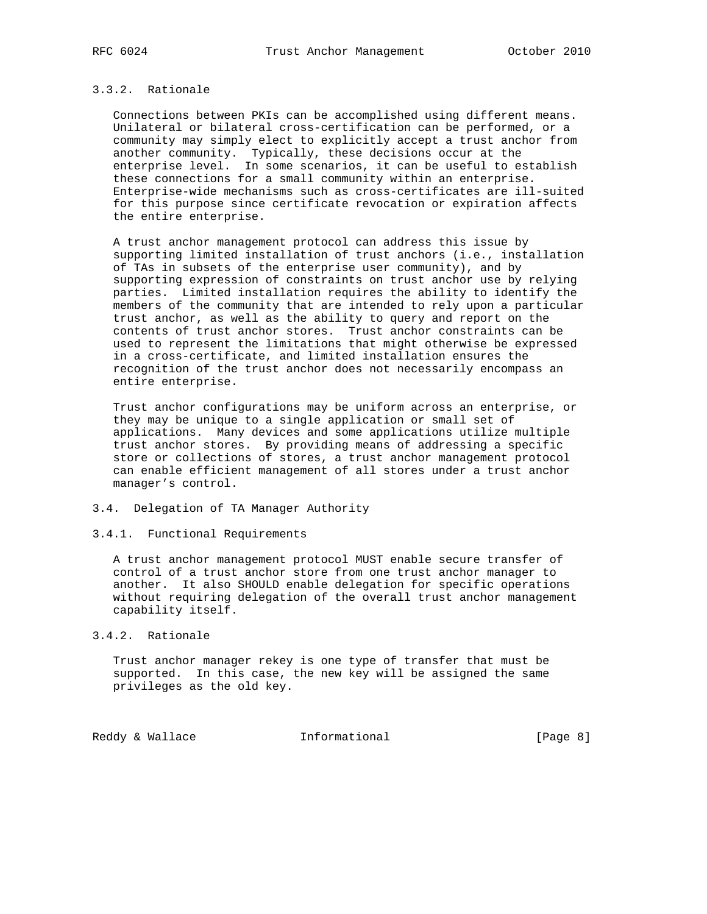### 3.3.2. Rationale

Connections between PKIs can be accomplished using different means. Unilateral or bilateral cross-certification can be performed, or a community may simply elect to explicitly accept a trust anchor from another community. Typically, these decisions occur at the enterprise level. In some scenarios, it can be useful to establish these connections for a small community within an enterprise. Enterprise-wide mechanisms such as cross-certificates are ill-suited for this purpose since certificate revocation or expiration affects the entire enterprise.

A trust anchor management protocol can address this issue by supporting limited installation of trust anchors (i.e., installation of TAs in subsets of the enterprise user community), and by supporting expression of constraints on trust anchor use by relying parties. Limited installation requires the ability to identify the members of the community that are intended to rely upon a particular trust anchor, as well as the ability to query and report on the contents of trust anchor stores. Trust anchor constraints can be used to represent the limitations that might otherwise be expressed in a cross-certificate, and limited installation ensures the recognition of the trust anchor does not necessarily encompass an entire enterprise.

Trust anchor configurations may be uniform across an enterprise, or they may be unique to a single application or small set of applications. Many devices and some applications utilize multiple trust anchor stores. By providing means of addressing a specific store or collections of stores, a trust anchor management protocol can enable efficient management of all stores under a trust anchor manager's control.

## 3.4. Delegation of TA Manager Authority

### 3.4.1. Functional Requirements

A trust anchor management protocol MUST enable secure transfer of control of a trust anchor store from one trust anchor manager to another. It also SHOULD enable delegation for specific operations without requiring delegation of the overall trust anchor management capability itself.

### 3.4.2. Rationale

Trust anchor manager rekey is one type of transfer that must be supported. In this case, the new key will be assigned the same privileges as the old key.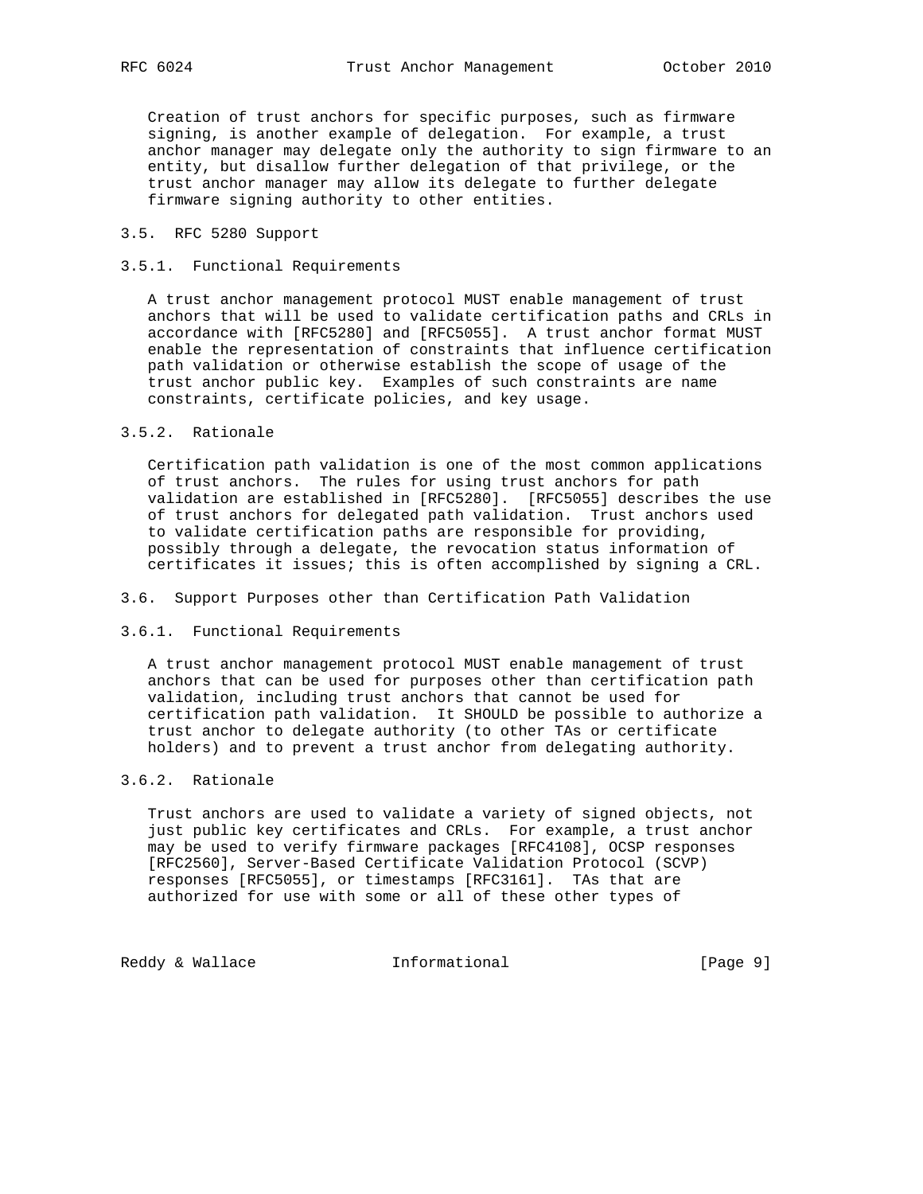Creation of trust anchors for specific purposes, such as firmware signing, is another example of delegation. For example, a trust anchor manager may delegate only the authority to sign firmware to an entity, but disallow further delegation of that privilege, or the trust anchor manager may allow its delegate to further delegate firmware signing authority to other entities.

### 3.5. RFC 5280 Support

#### 3.5.1. Functional Requirements

A trust anchor management protocol MUST enable management of trust anchors that will be used to validate certification paths and CRLs in accordance with [RFC5280] and [RFC5055]. A trust anchor format MUST enable the representation of constraints that influence certification path validation or otherwise establish the scope of usage of the trust anchor public key. Examples of such constraints are name constraints, certificate policies, and key usage.

#### 3.5.2. Rationale

Certification path validation is one of the most common applications of trust anchors. The rules for using trust anchors for path validation are established in [RFC5280]. [RFC5055] describes the use of trust anchors for delegated path validation. Trust anchors used to validate certification paths are responsible for providing, possibly through a delegate, the revocation status information of certificates it issues; this is often accomplished by signing a CRL.

### 3.6. Support Purposes other than Certification Path Validation

#### 3.6.1. Functional Requirements

A trust anchor management protocol MUST enable management of trust anchors that can be used for purposes other than certification path validation, including trust anchors that cannot be used for certification path validation. It SHOULD be possible to authorize a trust anchor to delegate authority (to other TAs or certificate holders) and to prevent a trust anchor from delegating authority.

#### 3.6.2. Rationale

Trust anchors are used to validate a variety of signed objects, not just public key certificates and CRLs. For example, a trust anchor may be used to verify firmware packages [RFC4108], OCSP responses [RFC2560], Server-Based Certificate Validation Protocol (SCVP) responses [RFC5055], or timestamps [RFC3161]. TAs that are authorized for use with some or all of these other types of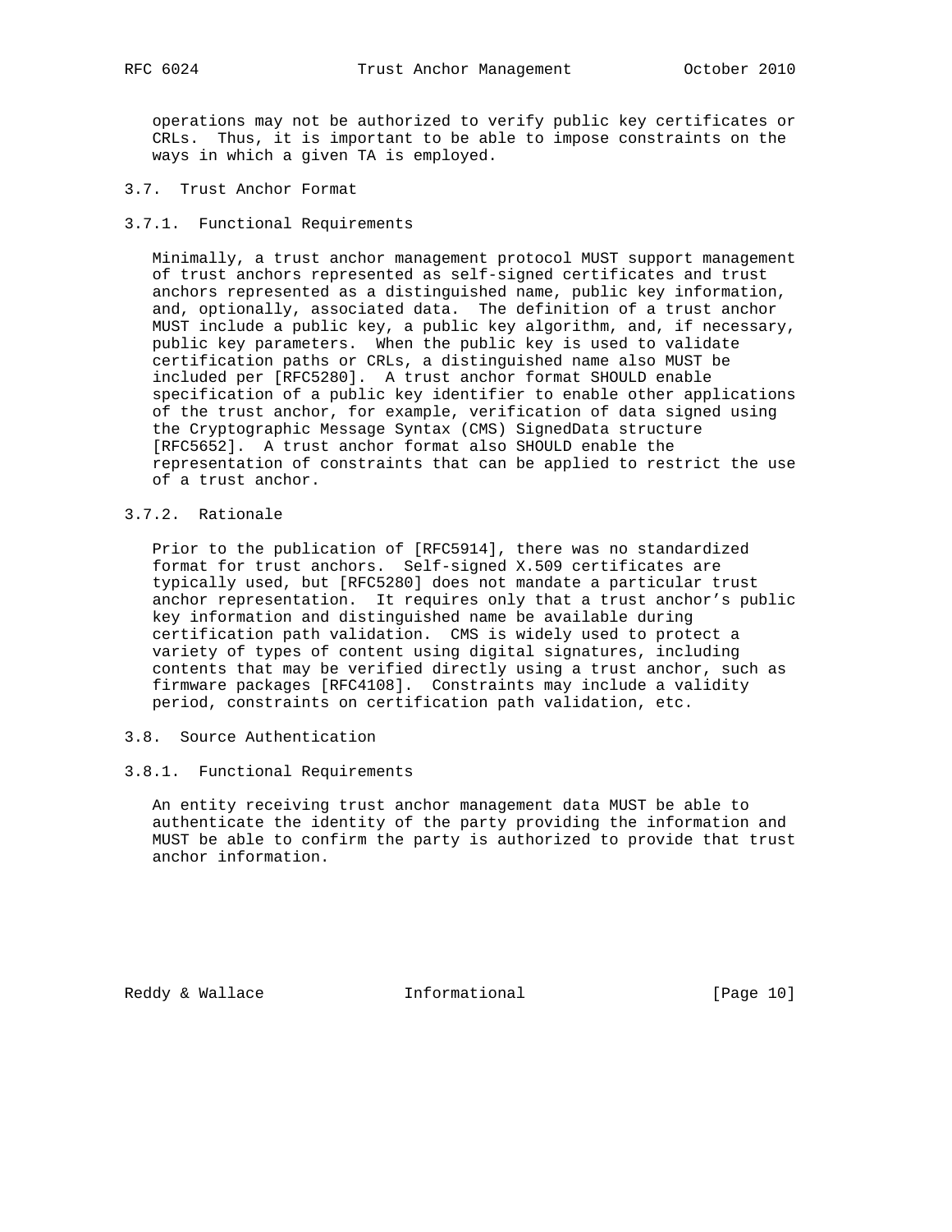operations may not be authorized to verify public key certificates or CRLs. Thus, it is important to be able to impose constraints on the ways in which a given TA is employed.

### 3.7. Trust Anchor Format

#### 3.7.1. Functional Requirements

Minimally, a trust anchor management protocol MUST support management of trust anchors represented as self-signed certificates and trust anchors represented as a distinguished name, public key information, and, optionally, associated data. The definition of a trust anchor MUST include a public key, a public key algorithm, and, if necessary, public key parameters. When the public key is used to validate certification paths or CRLs, a distinguished name also MUST be included per [RFC5280]. A trust anchor format SHOULD enable specification of a public key identifier to enable other applications of the trust anchor, for example, verification of data signed using the Cryptographic Message Syntax (CMS) SignedData structure [RFC5652]. A trust anchor format also SHOULD enable the representation of constraints that can be applied to restrict the use of a trust anchor.

#### 3.7.2. Rationale

Prior to the publication of [RFC5914], there was no standardized format for trust anchors. Self-signed X.509 certificates are typically used, but [RFC5280] does not mandate a particular trust anchor representation. It requires only that a trust anchor's public key information and distinguished name be available during certification path validation. CMS is widely used to protect a variety of types of content using digital signatures, including contents that may be verified directly using a trust anchor, such as firmware packages [RFC4108]. Constraints may include a validity period, constraints on certification path validation, etc.

### 3.8. Source Authentication

#### 3.8.1. Functional Requirements

An entity receiving trust anchor management data MUST be able to authenticate the identity of the party providing the information and MUST be able to confirm the party is authorized to provide that trust anchor information.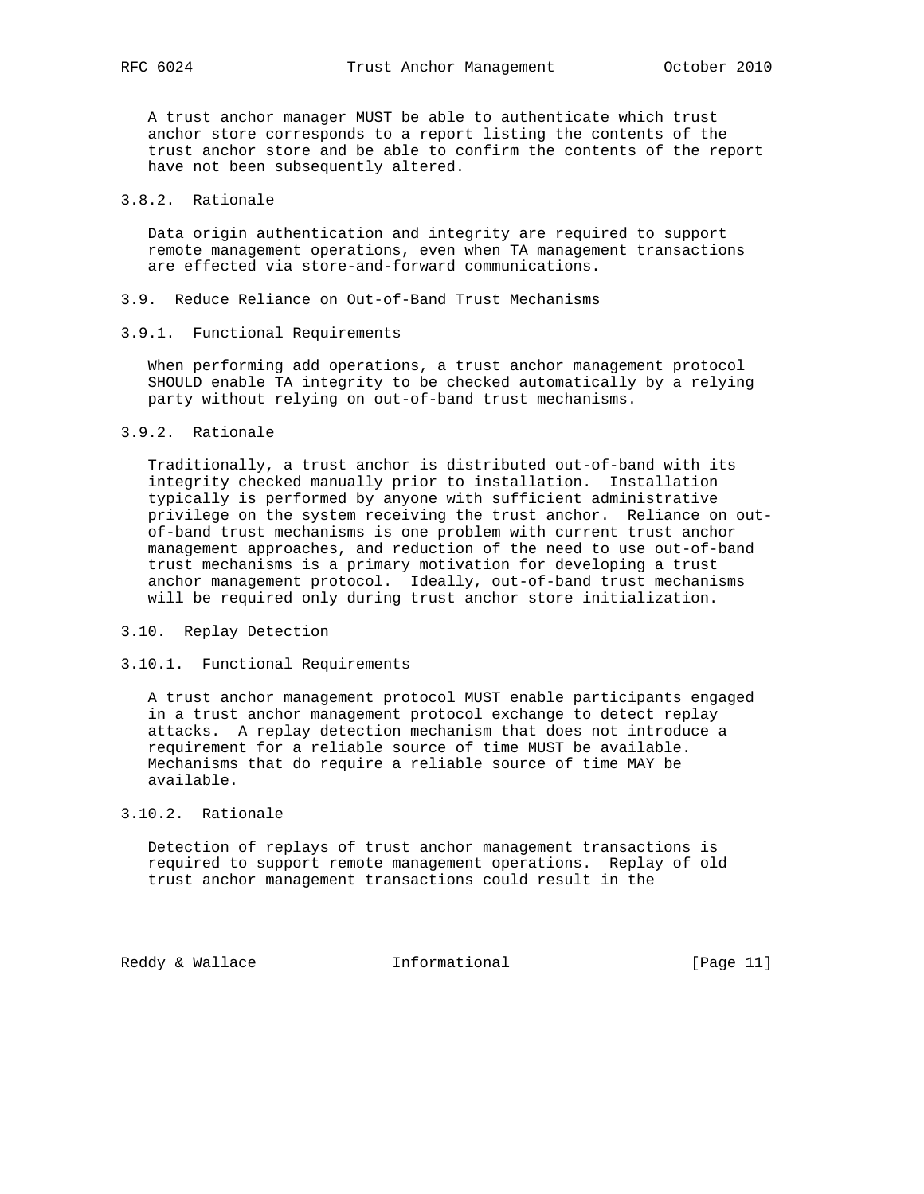A trust anchor manager MUST be able to authenticate which trust anchor store corresponds to a report listing the contents of the trust anchor store and be able to confirm the contents of the report have not been subsequently altered.

#### 3.8.2. Rationale

Data origin authentication and integrity are required to support remote management operations, even when TA management transactions are effected via store-and-forward communications.

### 3.9. Reduce Reliance on Out-of-Band Trust Mechanisms

#### 3.9.1. Functional Requirements

When performing add operations, a trust anchor management protocol SHOULD enable TA integrity to be checked automatically by a relying party without relying on out-of-band trust mechanisms.

#### 3.9.2. Rationale

Traditionally, a trust anchor is distributed out-of-band with its integrity checked manually prior to installation. Installation typically is performed by anyone with sufficient administrative privilege on the system receiving the trust anchor. Reliance on out-of-band trust mechanisms is one problem with current trust anchor management approaches, and reduction of the need to use out-of-band trust mechanisms is a primary motivation for developing a trust anchor management protocol. Ideally, out-of-band trust mechanisms will be required only during trust anchor store initialization.

### 3.10. Replay Detection

#### 3.10.1. Functional Requirements

A trust anchor management protocol MUST enable participants engaged in a trust anchor management protocol exchange to detect replay attacks. A replay detection mechanism that does not introduce a requirement for a reliable source of time MUST be available. Mechanisms that do require a reliable source of time MAY be available.

#### 3.10.2. Rationale

Detection of replays of trust anchor management transactions is required to support remote management operations. Replay of old trust anchor management transactions could result in the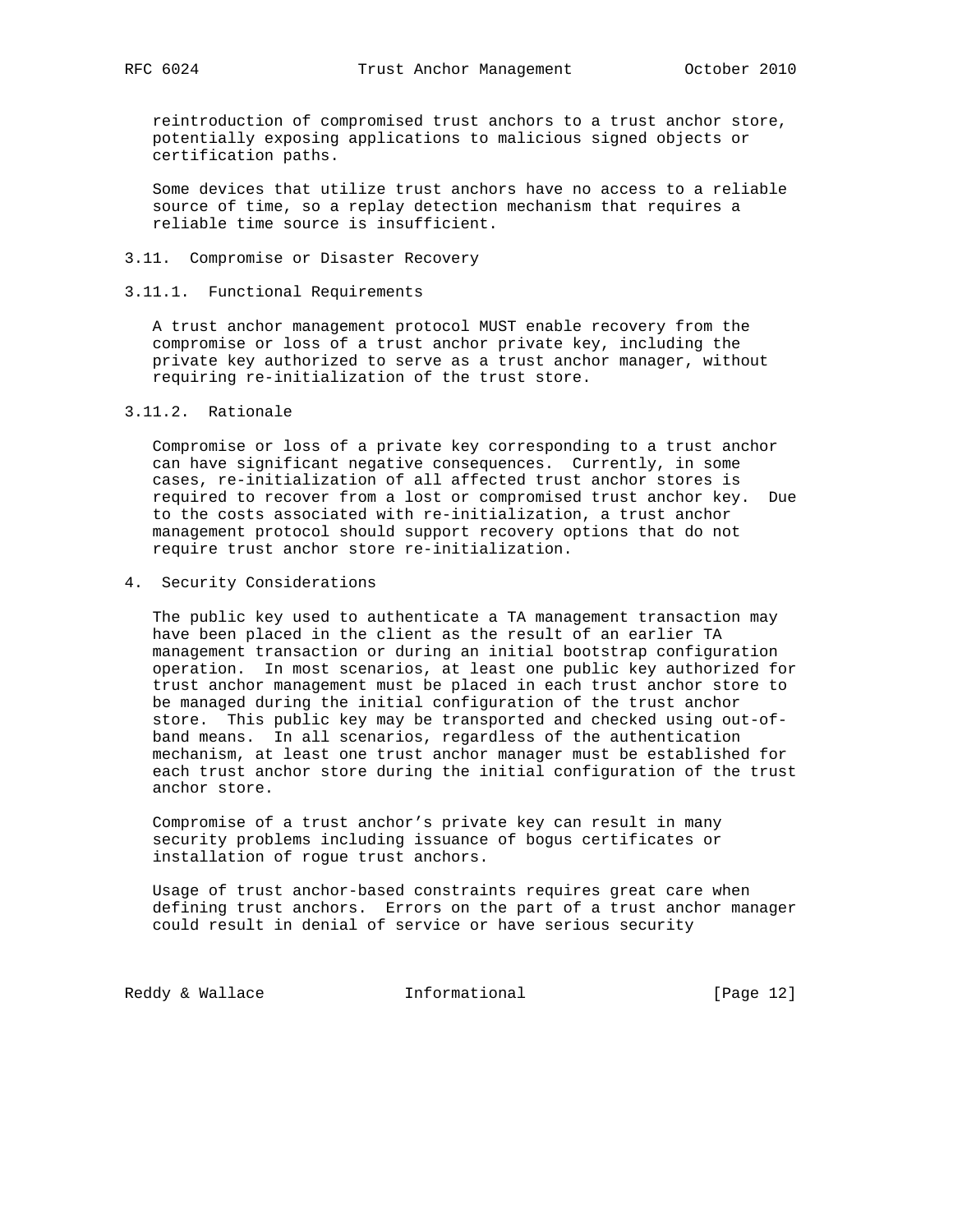reintroduction of compromised trust anchors to a trust anchor store, potentially exposing applications to malicious signed objects or certification paths.

Some devices that utilize trust anchors have no access to a reliable source of time, so a replay detection mechanism that requires a reliable time source is insufficient.

### 3.11. Compromise or Disaster Recovery

#### 3.11.1. Functional Requirements

A trust anchor management protocol MUST enable recovery from the compromise or loss of a trust anchor private key, including the private key authorized to serve as a trust anchor manager, without requiring re-initialization of the trust store.

#### 3.11.2. Rationale

Compromise or loss of a private key corresponding to a trust anchor can have significant negative consequences. Currently, in some cases, re-initialization of all affected trust anchor stores is required to recover from a lost or compromised trust anchor key. Due to the costs associated with re-initialization, a trust anchor management protocol should support recovery options that do not require trust anchor store re-initialization.

## 4. Security Considerations

The public key used to authenticate a TA management transaction may have been placed in the client as the result of an earlier TA management transaction or during an initial bootstrap configuration operation. In most scenarios, at least one public key authorized for trust anchor management must be placed in each trust anchor store to be managed during the initial configuration of the trust anchor store. This public key may be transported and checked using out-of-band means. In all scenarios, regardless of the authentication mechanism, at least one trust anchor manager must be established for each trust anchor store during the initial configuration of the trust anchor store.

Compromise of a trust anchor's private key can result in many security problems including issuance of bogus certificates or installation of rogue trust anchors.

Usage of trust anchor-based constraints requires great care when defining trust anchors. Errors on the part of a trust anchor manager could result in denial of service or have serious security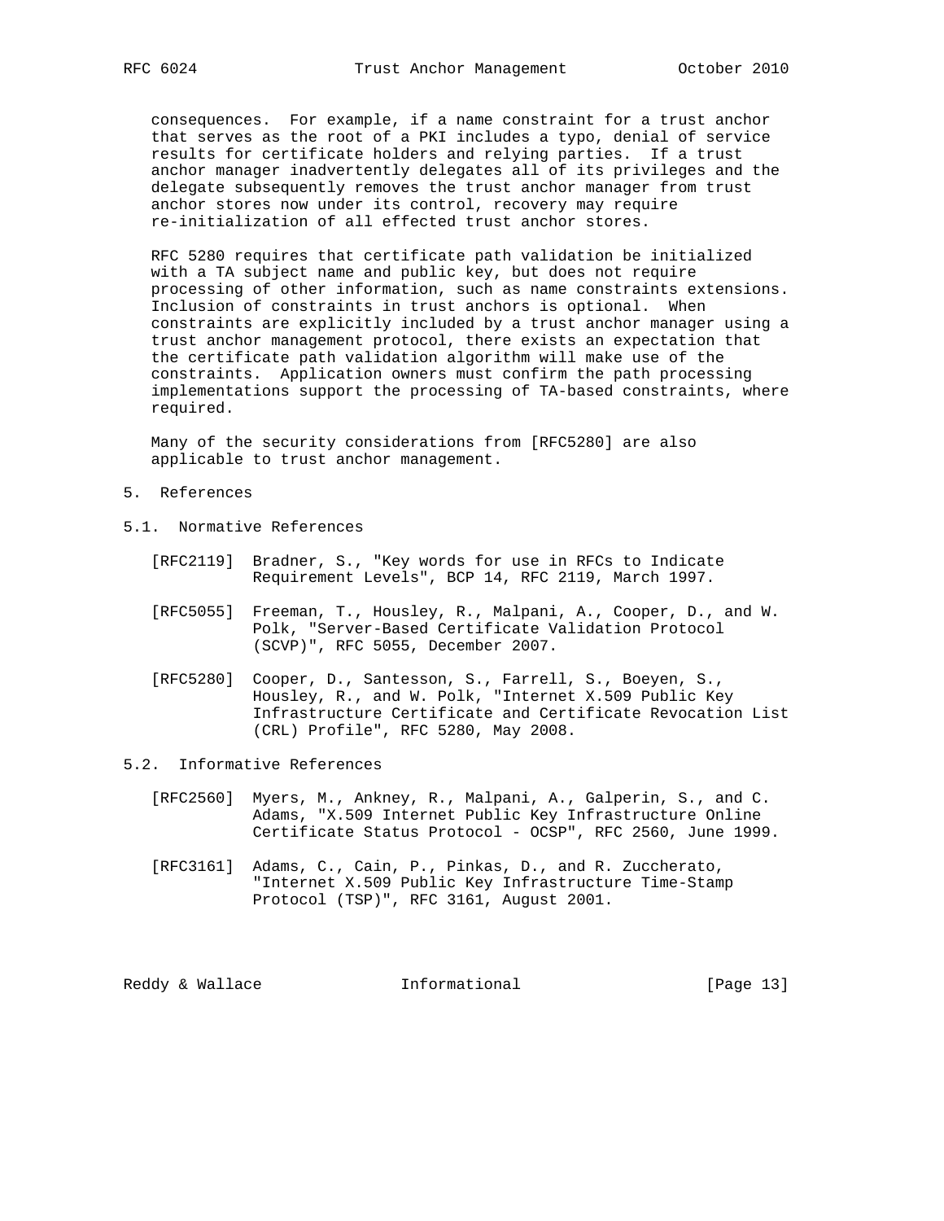consequences. For example, if a name constraint for a trust anchor that serves as the root of a PKI includes a typo, denial of service results for certificate holders and relying parties. If a trust anchor manager inadvertently delegates all of its privileges and the delegate subsequently removes the trust anchor manager from trust anchor stores now under its control, recovery may require re-initialization of all effected trust anchor stores.

RFC 5280 requires that certificate path validation be initialized with a TA subject name and public key, but does not require processing of other information, such as name constraints extensions. Inclusion of constraints in trust anchors is optional. When constraints are explicitly included by a trust anchor manager using a trust anchor management protocol, there exists an expectation that the certificate path validation algorithm will make use of the constraints. Application owners must confirm the path processing implementations support the processing of TA-based constraints, where required.

Many of the security considerations from [RFC5280] are also applicable to trust anchor management.

# 5. References

## 5.1. Normative References

[RFC2119] Bradner, S., "Key words for use in RFCs to Indicate Requirement Levels", BCP 14, RFC 2119, March 1997.

[RFC5055] Freeman, T., Housley, R., Malpani, A., Cooper, D., and W. Polk, "Server-Based Certificate Validation Protocol (SCVP)", RFC 5055, December 2007.

[RFC5280] Cooper, D., Santesson, S., Farrell, S., Boeyen, S., Housley, R., and W. Polk, "Internet X.509 Public Key Infrastructure Certificate and Certificate Revocation List (CRL) Profile", RFC 5280, May 2008.

## 5.2. Informative References

[RFC2560] Myers, M., Ankney, R., Malpani, A., Galperin, S., and C. Adams, "X.509 Internet Public Key Infrastructure Online Certificate Status Protocol - OCSP", RFC 2560, June 1999.

[RFC3161] Adams, C., Cain, P., Pinkas, D., and R. Zuccherato, "Internet X.509 Public Key Infrastructure Time-Stamp Protocol (TSP)", RFC 3161, August 2001.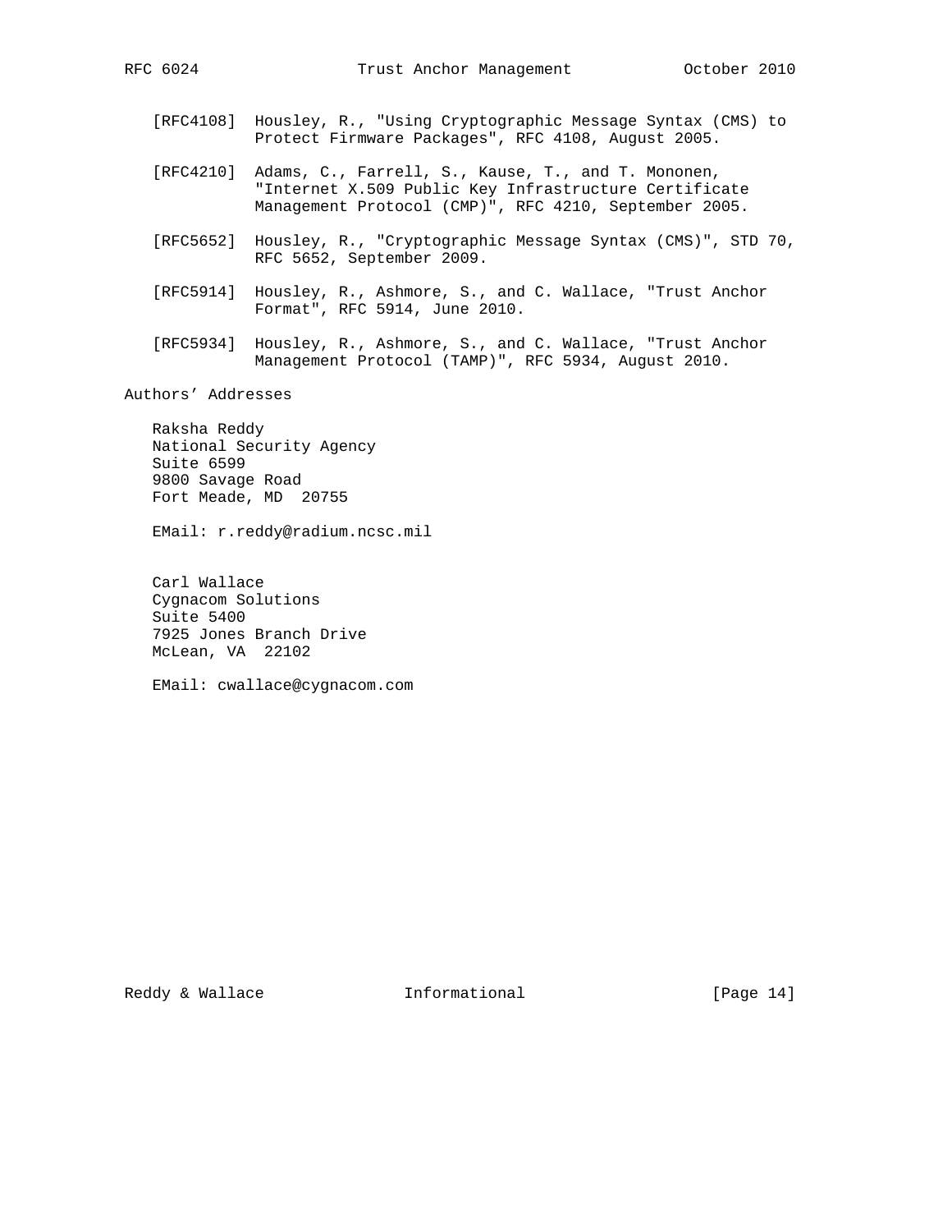[RFC4108] Housley, R., "Using Cryptographic Message Syntax (CMS) to Protect Firmware Packages", RFC 4108, August 2005.

[RFC4210] Adams, C., Farrell, S., Kause, T., and T. Mononen, "Internet X.509 Public Key Infrastructure Certificate Management Protocol (CMP)", RFC 4210, September 2005.

[RFC5652] Housley, R., "Cryptographic Message Syntax (CMS)", STD 70, RFC 5652, September 2009.

[RFC5914] Housley, R., Ashmore, S., and C. Wallace, "Trust Anchor Format", RFC 5914, June 2010.

[RFC5934] Housley, R., Ashmore, S., and C. Wallace, "Trust Anchor Management Protocol (TAMP)", RFC 5934, August 2010.

## Authors' Addresses

Raksha Reddy
National Security Agency
Suite 6599
9800 Savage Road
Fort Meade, MD 20755

EMail: r.reddy@radium.ncsc.mil

Carl Wallace
Cygnacom Solutions
Suite 5400
7925 Jones Branch Drive
McLean, VA 22102

EMail: cwallace@cygnacom.com